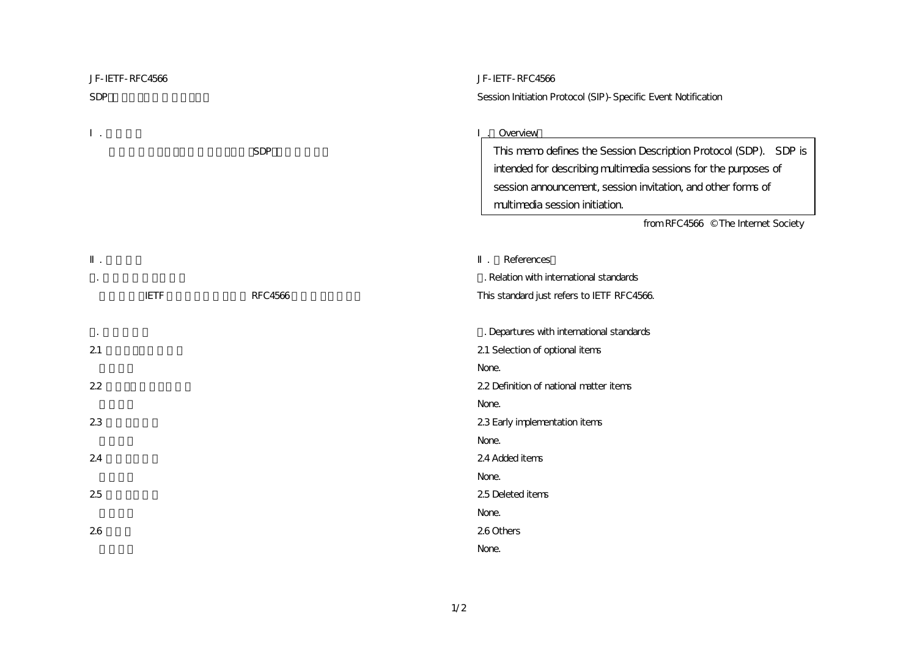JF-IETF-RFC4566

SDP

I .

SDP

II .

.

IETF RFC4566

.

2.1

2.2

2.3

2.4

2.5

2.6

JF-IETF-RFC4566

Session Initiation Protocol (SIP)-Specific Event Notification

I . Overview

This memo defines the Session Description Protocol (SDP). SDP is intended for describing multimedia sessions for the purposes of session announcement, session invitation, and other forms of multimedia session initiation.

from RFC4566 © The Internet Society

II . References

. Relation with international standards

This standard just refers to IETF RFC4566.

. Departures with international standards

2.1 Selection of optional items

None.

2.2 Definition of national matter items

None.

2.3 Early implementation items

None.

2.4 Added items

None.

2.5 Deleted items

None.

2.6 Others

None.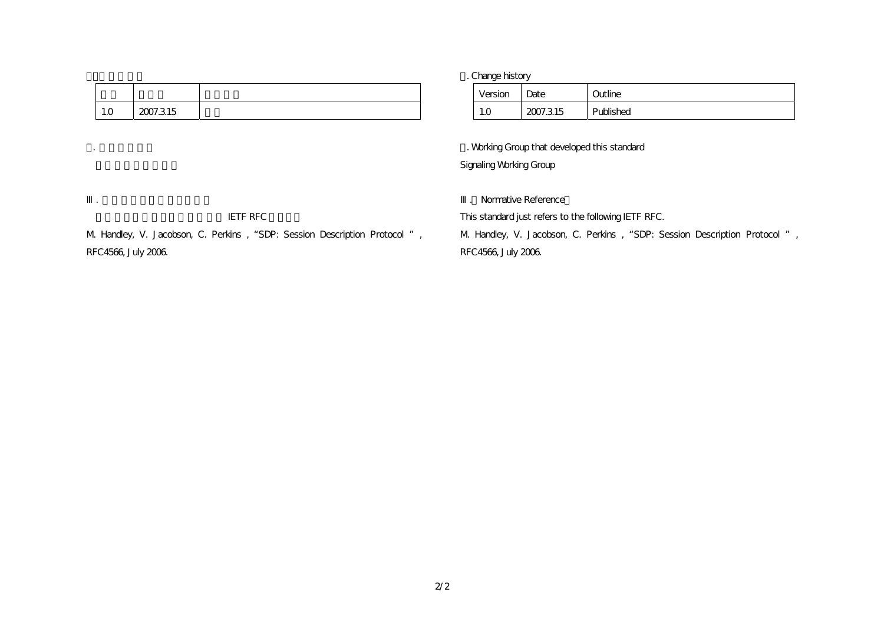| | | |
|---|---|---|
| | | |
| 1.0 | 2007.3.15 | |

Ⅲ.

IETF RFC

M. Handley, V. Jacobson, C. Perkins , "SDP: Session Description Protocol ", RFC4566, July 2006.

. Change history

| Version | Date | Outline |
|---|---|---|
| 1.0 | 2007.3.15 | Published |

. Working Group that developed this standard

Signaling Working Group

Ⅲ. Normative Reference

This standard just refers to the following IETF RFC.

M. Handley, V. Jacobson, C. Perkins , "SDP: Session Description Protocol ", RFC4566, July 2006.